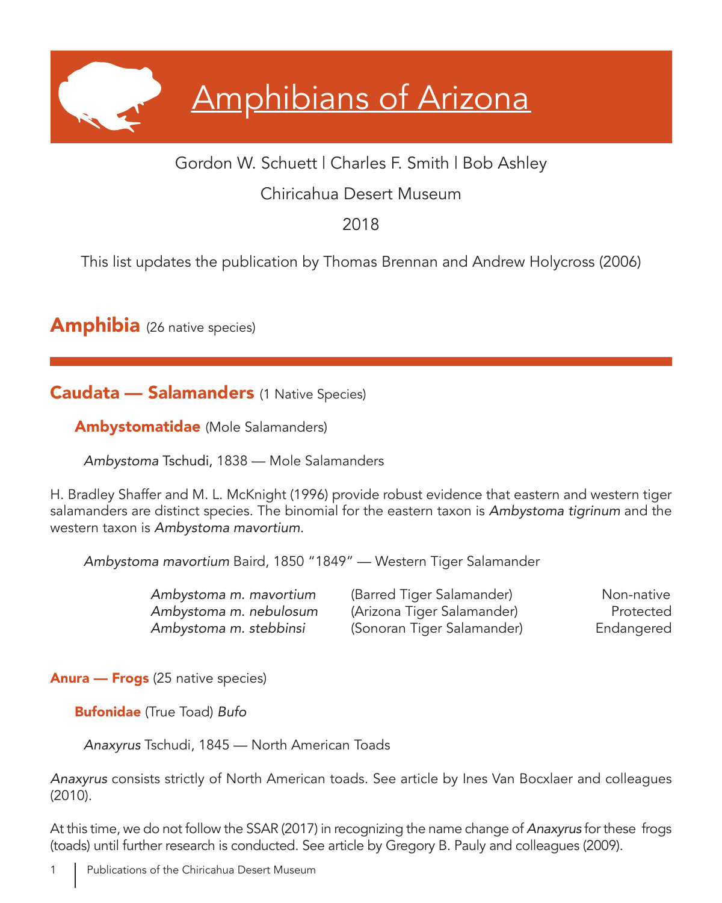# Amphibians of Arizona

Gordon W. Schuett | Charles F. Smith | Bob Ashley

Chiricahua Desert Museum

2018

This list updates the publication by Thomas Brennan and Andrew Holycross (2006)

## Amphibia (26 native species)

---

## Caudata — Salamanders (1 Native Species)

### Ambystomatidae (Mole Salamanders)

*Ambystoma* Tschudi, 1838 — Mole Salamanders

H. Bradley Shaffer and M. L. McKnight (1996) provide robust evidence that eastern and western tiger salamanders are distinct species. The binomial for the eastern taxon is *Ambystoma tigrinum* and the western taxon is *Ambystoma mavortium*.

*Ambystoma mavortium* Baird, 1850 “1849” — Western Tiger Salamander

| | | |
|---|---|---|
| *Ambystoma m. mavortium* | (Barred Tiger Salamander) | Non-native |
| *Ambystoma m. nebulosum* | (Arizona Tiger Salamander) | Protected |
| *Ambystoma m. stebbinsi* | (Sonoran Tiger Salamander) | Endangered |

## Anura — Frogs (25 native species)

### Bufonidae (True Toad) *Bufo*

*Anaxyrus* Tschudi, 1845 — North American Toads

*Anaxyrus* consists strictly of North American toads. See article by Ines Van Bocxlaer and colleagues (2010).

At this time, we do not follow the SSAR (2017) in recognizing the name change of *Anaxyrus* for these frogs (toads) until further research is conducted. See article by Gregory B. Pauly and colleagues (2009).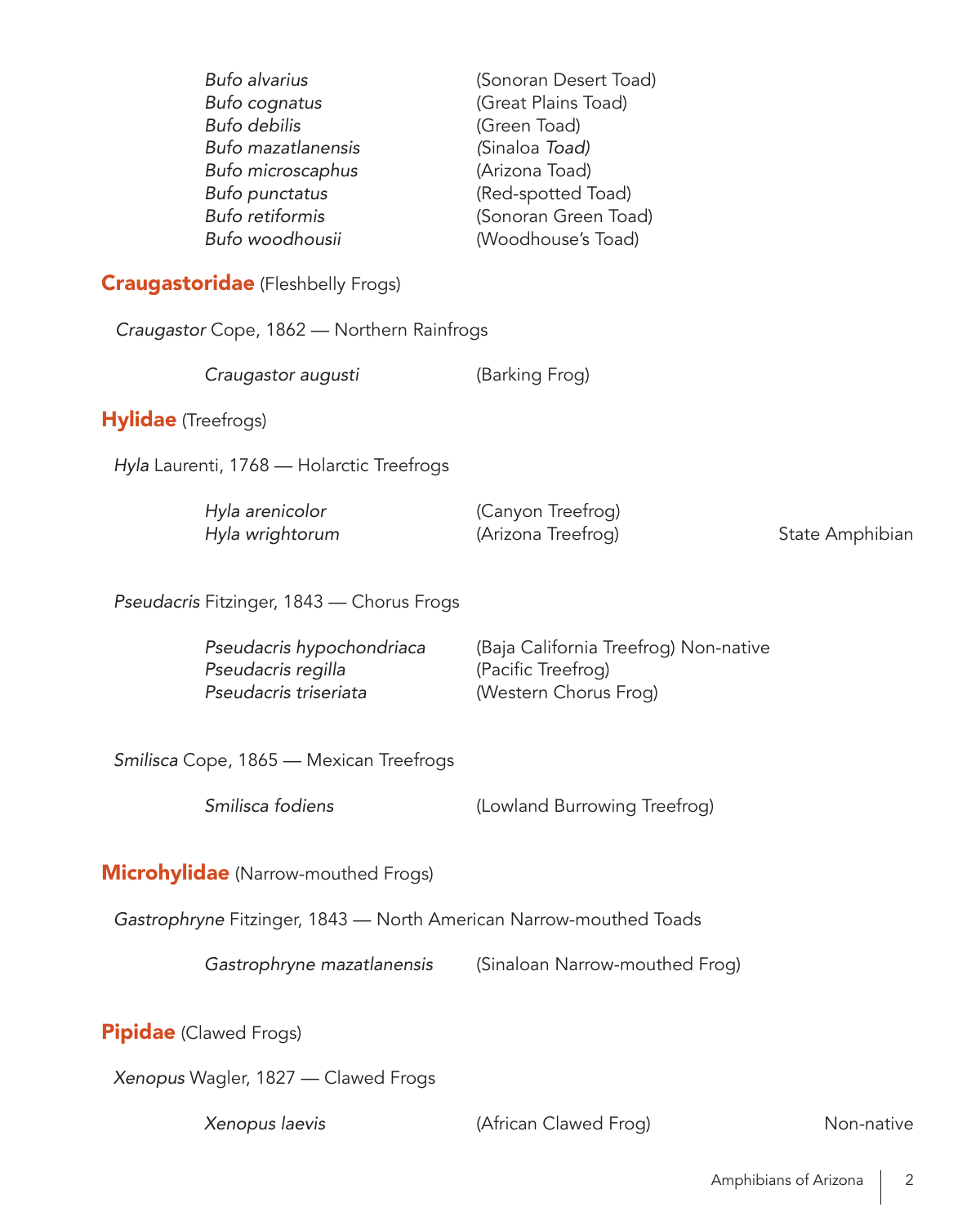*Bufo alvarius* (Sonoran Desert Toad)
*Bufo cognatus* (Great Plains Toad)
*Bufo debilis* (Green Toad)
*Bufo mazatlanensis* (Sinaloa *Toad)*
*Bufo microscaphus* (Arizona Toad)
*Bufo punctatus* (Red-spotted Toad)
*Bufo retiformis* (Sonoran Green Toad)
*Bufo woodhousii* (Woodhouse's Toad)

## **Craugastoridae** (Fleshbelly Frogs)

*Craugastor* Cope, 1862 — Northern Rainfrogs

*Craugastor augusti* (Barking Frog)

## **Hylidae** (Treefrogs)

*Hyla* Laurenti, 1768 — Holarctic Treefrogs

*Hyla arenicolor* (Canyon Treefrog)
*Hyla wrightorum* (Arizona Treefrog) State Amphibian

*Pseudacris* Fitzinger, 1843 — Chorus Frogs

*Pseudacris hypochondriaca* (Baja California Treefrog) Non-native
*Pseudacris regilla* (Pacific Treefrog)
*Pseudacris triseriata* (Western Chorus Frog)

*Smilisca* Cope, 1865 — Mexican Treefrogs

*Smilisca fodiens* (Lowland Burrowing Treefrog)

## **Microhylidae** (Narrow-mouthed Frogs)

*Gastrophryne* Fitzinger, 1843 — North American Narrow-mouthed Toads

*Gastrophryne mazatlanensis* (Sinaloan Narrow-mouthed Frog)

## **Pipidae** (Clawed Frogs)

*Xenopus* Wagler, 1827 — Clawed Frogs

*Xenopus laevis* (African Clawed Frog) Non-native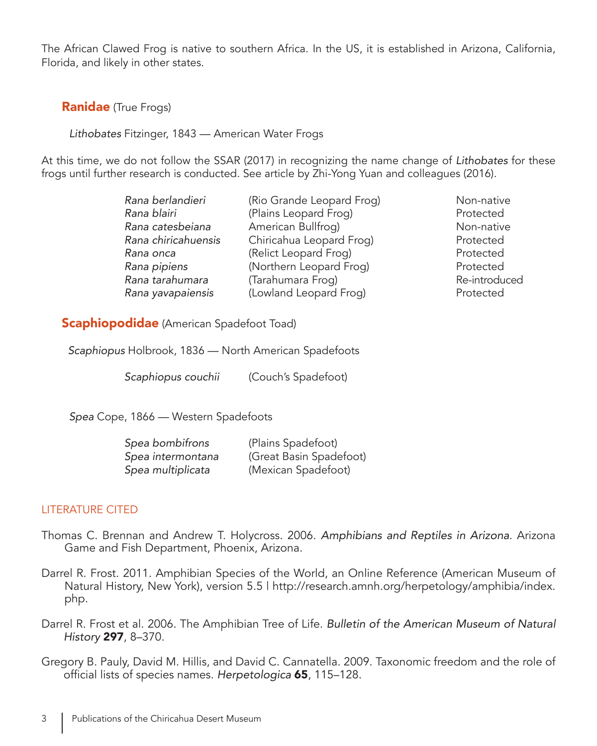The African Clawed Frog is native to southern Africa. In the US, it is established in Arizona, California, Florida, and likely in other states.

## **Ranidae** (True Frogs)

*Lithobates* Fitzinger, 1843 — American Water Frogs

At this time, we do not follow the SSAR (2017) in recognizing the name change of *Lithobates* for these frogs until further research is conducted. See article by Zhi-Yong Yuan and colleagues (2016).

| | | |
|---|---|---|
| *Rana berlandieri* | (Rio Grande Leopard Frog) | Non-native |
| *Rana blairi* | (Plains Leopard Frog) | Protected |
| *Rana catesbeiana* | American Bullfrog) | Non-native |
| *Rana chiricahuensis* | Chiricahua Leopard Frog) | Protected |
| *Rana onca* | (Relict Leopard Frog) | Protected |
| *Rana pipiens* | (Northern Leopard Frog) | Protected |
| *Rana tarahumara* | (Tarahumara Frog) | Re-introduced |
| *Rana yavapaiensis* | (Lowland Leopard Frog) | Protected |

## **Scaphiopodidae** (American Spadefoot Toad)

*Scaphiopus* Holbrook, 1836 — North American Spadefoots

| | |
|---|---|
| *Scaphiopus couchii* | (Couch's Spadefoot) |

*Spea* Cope, 1866 — Western Spadefoots

| | |
|---|---|
| *Spea bombifrons* | (Plains Spadefoot) |
| *Spea intermontana* | (Great Basin Spadefoot) |
| *Spea multiplicata* | (Mexican Spadefoot) |

## LITERATURE CITED

Thomas C. Brennan and Andrew T. Holycross. 2006. *Amphibians and Reptiles in Arizona*. Arizona Game and Fish Department, Phoenix, Arizona.

Darrel R. Frost. 2011. Amphibian Species of the World, an Online Reference (American Museum of Natural History, New York), version 5.5 | http://research.amnh.org/herpetology/amphibia/index.php.

Darrel R. Frost et al. 2006. The Amphibian Tree of Life. *Bulletin of the American Museum of Natural History* **297**, 8–370.

Gregory B. Pauly, David M. Hillis, and David C. Cannatella. 2009. Taxonomic freedom and the role of official lists of species names. *Herpetologica* **65**, 115–128.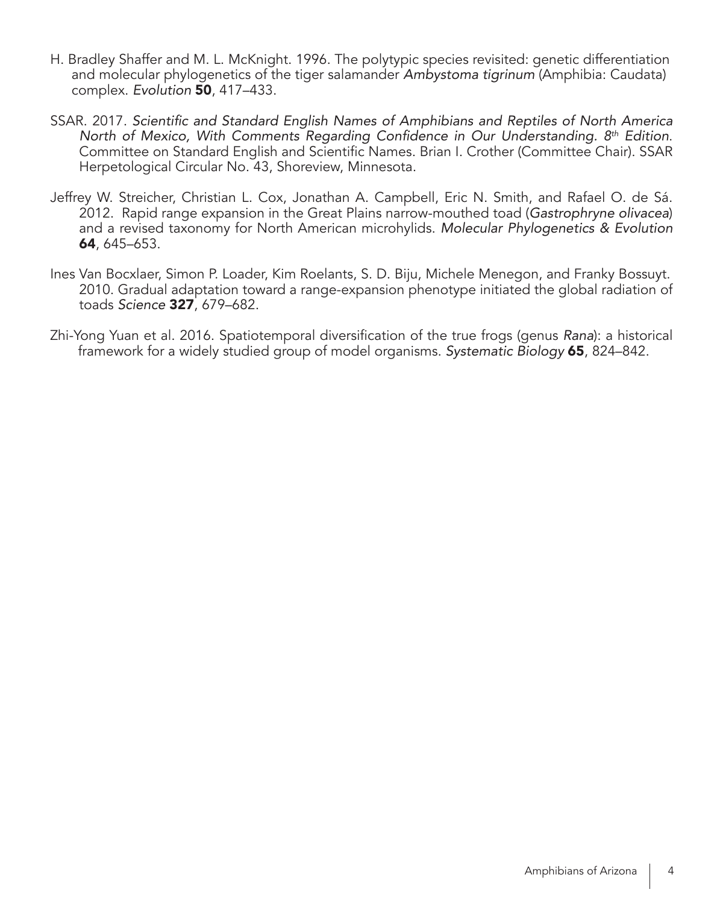H. Bradley Shaffer and M. L. McKnight. 1996. The polytypic species revisited: genetic differentiation and molecular phylogenetics of the tiger salamander *Ambystoma tigrinum* (Amphibia: Caudata) complex. *Evolution* **50**, 417–433.

SSAR. 2017. *Scientific and Standard English Names of Amphibians and Reptiles of North America North of Mexico, With Comments Regarding Confidence in Our Understanding. 8th Edition*. Committee on Standard English and Scientific Names. Brian I. Crother (Committee Chair). SSAR Herpetological Circular No. 43, Shoreview, Minnesota.

Jeffrey W. Streicher, Christian L. Cox, Jonathan A. Campbell, Eric N. Smith, and Rafael O. de Sá. 2012. Rapid range expansion in the Great Plains narrow-mouthed toad (*Gastrophryne olivacea*) and a revised taxonomy for North American microhylids. *Molecular Phylogenetics & Evolution* **64**, 645–653.

Ines Van Bocxlaer, Simon P. Loader, Kim Roelants, S. D. Biju, Michele Menegon, and Franky Bossuyt. 2010. Gradual adaptation toward a range-expansion phenotype initiated the global radiation of toads *Science* **327**, 679–682.

Zhi-Yong Yuan et al. 2016. Spatiotemporal diversification of the true frogs (genus *Rana*): a historical framework for a widely studied group of model organisms. *Systematic Biology* **65**, 824–842.